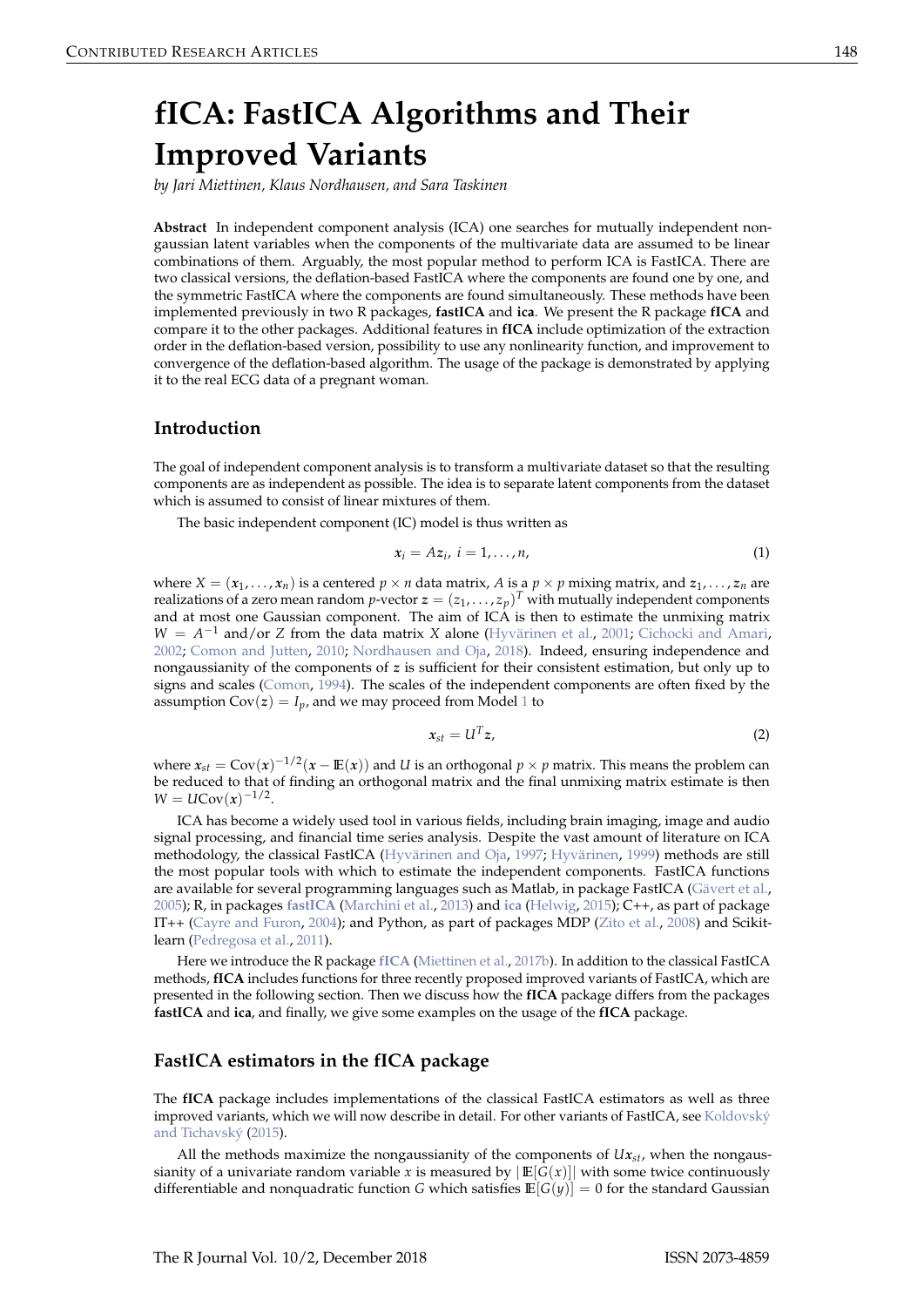# fICA: FastICA Algorithms and Their Improved Variants

*by Jari Miettinen, Klaus Nordhausen, and Sara Taskinen*

**Abstract** In independent component analysis (ICA) one searches for mutually independent non-gaussian latent variables when the components of the multivariate data are assumed to be linear combinations of them. Arguably, the most popular method to perform ICA is FastICA. There are two classical versions, the deflation-based FastICA where the components are found one by one, and the symmetric FastICA where the components are found simultaneously. These methods have been implemented previously in two R packages, **fastICA** and **ica**. We present the R package **fICA** and compare it to the other packages. Additional features in **fICA** include optimization of the extraction order in the deflation-based version, possibility to use any nonlinearity function, and improvement to convergence of the deflation-based algorithm. The usage of the package is demonstrated by applying it to the real ECG data of a pregnant woman.

## Introduction

The goal of independent component analysis is to transform a multivariate dataset so that the resulting components are as independent as possible. The idea is to separate latent components from the dataset which is assumed to consist of linear mixtures of them.

The basic independent component (IC) model is thus written as

$$\boldsymbol{x}_i = A\boldsymbol{z}_i,\ i = 1, \ldots, n, \tag{1}$$

where $X = (\boldsymbol{x}_1, \ldots, \boldsymbol{x}_n)$ is a centered $p \times n$ data matrix, $A$ is a $p \times p$ mixing matrix, and $\boldsymbol{z}_1, \ldots, \boldsymbol{z}_n$ are realizations of a zero mean random $p$-vector $\boldsymbol{z} = (z_1, \ldots, z_p)^T$ with mutually independent components and at most one Gaussian component. The aim of ICA is then to estimate the unmixing matrix $W = A^{-1}$ and/or $Z$ from the data matrix $X$ alone (Hyvärinen et al., 2001; Cichocki and Amari, 2002; Comon and Jutten, 2010; Nordhausen and Oja, 2018). Indeed, ensuring independence and nongaussianity of the components of $\boldsymbol{z}$ is sufficient for their consistent estimation, but only up to signs and scales (Comon, 1994). The scales of the independent components are often fixed by the assumption $\mathrm{Cov}(\boldsymbol{z}) = I_p$, and we may proceed from Model 1 to

$$\boldsymbol{x}_{st} = U^T\boldsymbol{z}, \tag{2}$$

where $\boldsymbol{x}_{st} = \mathrm{Cov}(\boldsymbol{x})^{-1/2}(\boldsymbol{x} - \mathbb{E}(\boldsymbol{x}))$ and $U$ is an orthogonal $p \times p$ matrix. This means the problem can be reduced to that of finding an orthogonal matrix and the final unmixing matrix estimate is then $W = U\mathrm{Cov}(\boldsymbol{x})^{-1/2}$.

ICA has become a widely used tool in various fields, including brain imaging, image and audio signal processing, and financial time series analysis. Despite the vast amount of literature on ICA methodology, the classical FastICA (Hyvärinen and Oja, 1997; Hyvärinen, 1999) methods are still the most popular tools with which to estimate the independent components. FastICA functions are available for several programming languages such as Matlab, in package FastICA (Gävert et al., 2005); R, in packages **fastICA** (Marchini et al., 2013) and **ica** (Helwig, 2015); C++, as part of package IT++ (Cayre and Furon, 2004); and Python, as part of packages MDP (Zito et al., 2008) and Scikit-learn (Pedregosa et al., 2011).

Here we introduce the R package **fICA** (Miettinen et al., 2017b). In addition to the classical FastICA methods, **fICA** includes functions for three recently proposed improved variants of FastICA, which are presented in the following section. Then we discuss how the **fICA** package differs from the packages **fastICA** and **ica**, and finally, we give some examples on the usage of the **fICA** package.

## FastICA estimators in the fICA package

The **fICA** package includes implementations of the classical FastICA estimators as well as three improved variants, which we will now describe in detail. For other variants of FastICA, see Koldovský and Tichavský (2015).

All the methods maximize the nongaussianity of the components of $U\boldsymbol{x}_{st}$, when the nongaussianity of a univariate random variable $x$ is measured by $|\mathbb{E}[G(x)]|$ with some twice continuously differentiable and nonquadratic function $G$ which satisfies $\mathbb{E}[G(y)] = 0$ for the standard Gaussian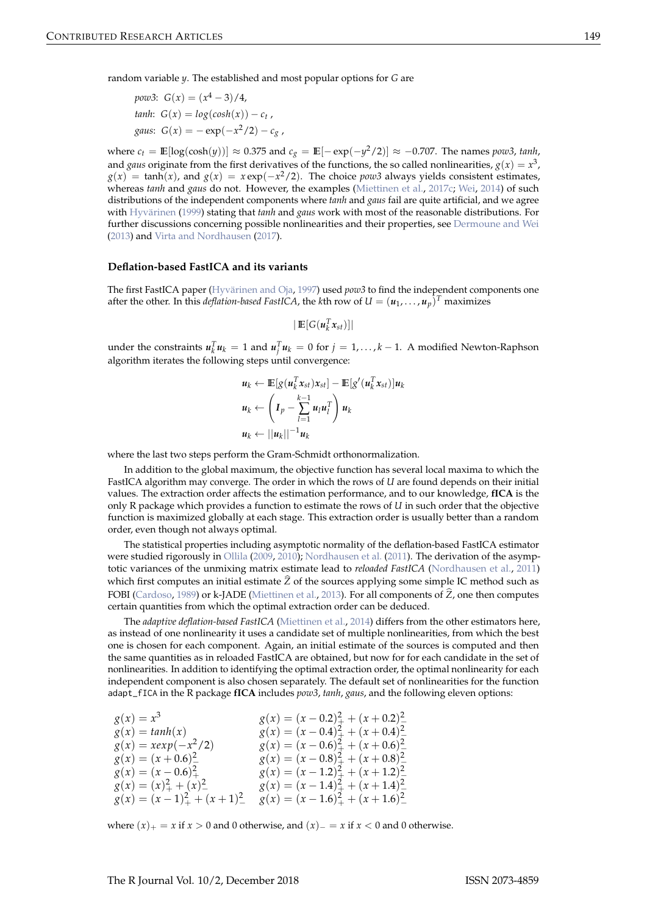random variable $y$. The established and most popular options for $G$ are

*pow3*: $G(x) = (x^4 - 3)/4$,
*tanh*: $G(x) = log(cosh(x)) - c_t$ ,
*gaus*: $G(x) = -\exp(-x^2/2) - c_g$ ,

where $c_t = \mathbb{E}[\log(\cosh(y))] \approx 0.375$ and $c_g = \mathbb{E}[-\exp(-y^2/2)] \approx -0.707$. The names *pow3*, *tanh*, and *gaus* originate from the first derivatives of the functions, the so called nonlinearities, $g(x) = x^3$, $g(x) = \tanh(x)$, and $g(x) = x\exp(-x^2/2)$. The choice *pow3* always yields consistent estimates, whereas *tanh* and *gaus* do not. However, the examples (Miettinen et al., 2017c; Wei, 2014) of such distributions of the independent components where *tanh* and *gaus* fail are quite artificial, and we agree with Hyvärinen (1999) stating that *tanh* and *gaus* work with most of the reasonable distributions. For further discussions concerning possible nonlinearities and their properties, see Dermoune and Wei (2013) and Virta and Nordhausen (2017).

### Deflation-based FastICA and its variants

The first FastICA paper (Hyvärinen and Oja, 1997) used *pow3* to find the independent components one after the other. In this *deflation-based FastICA*, the $k$th row of $U = (\boldsymbol{u}_1, \ldots, \boldsymbol{u}_p)^T$ maximizes

$$|\,\mathbb{E}[G(\boldsymbol{u}_k^T \boldsymbol{x}_{st})]|$$

under the constraints $\boldsymbol{u}_k^T \boldsymbol{u}_k = 1$ and $\boldsymbol{u}_j^T \boldsymbol{u}_k = 0$ for $j = 1, \ldots, k-1$. A modified Newton-Raphson algorithm iterates the following steps until convergence:

$$\boldsymbol{u}_k \leftarrow \mathbb{E}[g(\boldsymbol{u}_k^T \boldsymbol{x}_{st})\boldsymbol{x}_{st}] - \mathbb{E}[g'(\boldsymbol{u}_k^T \boldsymbol{x}_{st})]\boldsymbol{u}_k$$
$$\boldsymbol{u}_k \leftarrow \left( \boldsymbol{I}_p - \sum_{l=1}^{k-1} \boldsymbol{u}_l \boldsymbol{u}_l^T \right) \boldsymbol{u}_k$$
$$\boldsymbol{u}_k \leftarrow ||\boldsymbol{u}_k||^{-1} \boldsymbol{u}_k$$

where the last two steps perform the Gram-Schmidt orthonormalization.

In addition to the global maximum, the objective function has several local maxima to which the FastICA algorithm may converge. The order in which the rows of $U$ are found depends on their initial values. The extraction order affects the estimation performance, and to our knowledge, **fICA** is the only R package which provides a function to estimate the rows of $U$ in such order that the objective function is maximized globally at each stage. This extraction order is usually better than a random order, even though not always optimal.

The statistical properties including asymptotic normality of the deflation-based FastICA estimator were studied rigorously in Ollila (2009, 2010); Nordhausen et al. (2011). The derivation of the asymptotic variances of the unmixing matrix estimate lead to *reloaded FastICA* (Nordhausen et al., 2011) which first computes an initial estimate $\widehat{Z}$ of the sources applying some simple IC method such as FOBI (Cardoso, 1989) or k-JADE (Miettinen et al., 2013). For all components of $\widehat{Z}$, one then computes certain quantities from which the optimal extraction order can be deduced.

The *adaptive deflation-based FastICA* (Miettinen et al., 2014) differs from the other estimators here, as instead of one nonlinearity it uses a candidate set of multiple nonlinearities, from which the best one is chosen for each component. Again, an initial estimate of the sources is computed and then the same quantities as in reloaded FastICA are obtained, but now for for each candidate in the set of nonlinearities. In addition to identifying the optimal extraction order, the optimal nonlinearity for each independent component is also chosen separately. The default set of nonlinearities for the function `adapt_fICA` in the R package **fICA** includes *pow3*, *tanh*, *gaus*, and the following eleven options:

$$
\begin{array}{ll}
g(x) = x^3 & g(x) = (x-0.2)_+^2 + (x+0.2)_-^2 \\
g(x) = tanh(x) & g(x) = (x-0.4)_+^2 + (x+0.4)_-^2 \\
g(x) = xexp(-x^2/2) & g(x) = (x-0.6)_+^2 + (x+0.6)_-^2 \\
g(x) = (x+0.6)_-^2 & g(x) = (x-0.8)_+^2 + (x+0.8)_-^2 \\
g(x) = (x-0.6)_+^2 & g(x) = (x-1.2)_+^2 + (x+1.2)_-^2 \\
g(x) = (x)_+^2 + (x)_-^2 & g(x) = (x-1.4)_+^2 + (x+1.4)_-^2 \\
g(x) = (x-1)_+^2 + (x+1)_-^2 & g(x) = (x-1.6)_+^2 + (x+1.6)_-^2
\end{array}
$$

where $(x)_+ = x$ if $x > 0$ and 0 otherwise, and $(x)_- = x$ if $x < 0$ and 0 otherwise.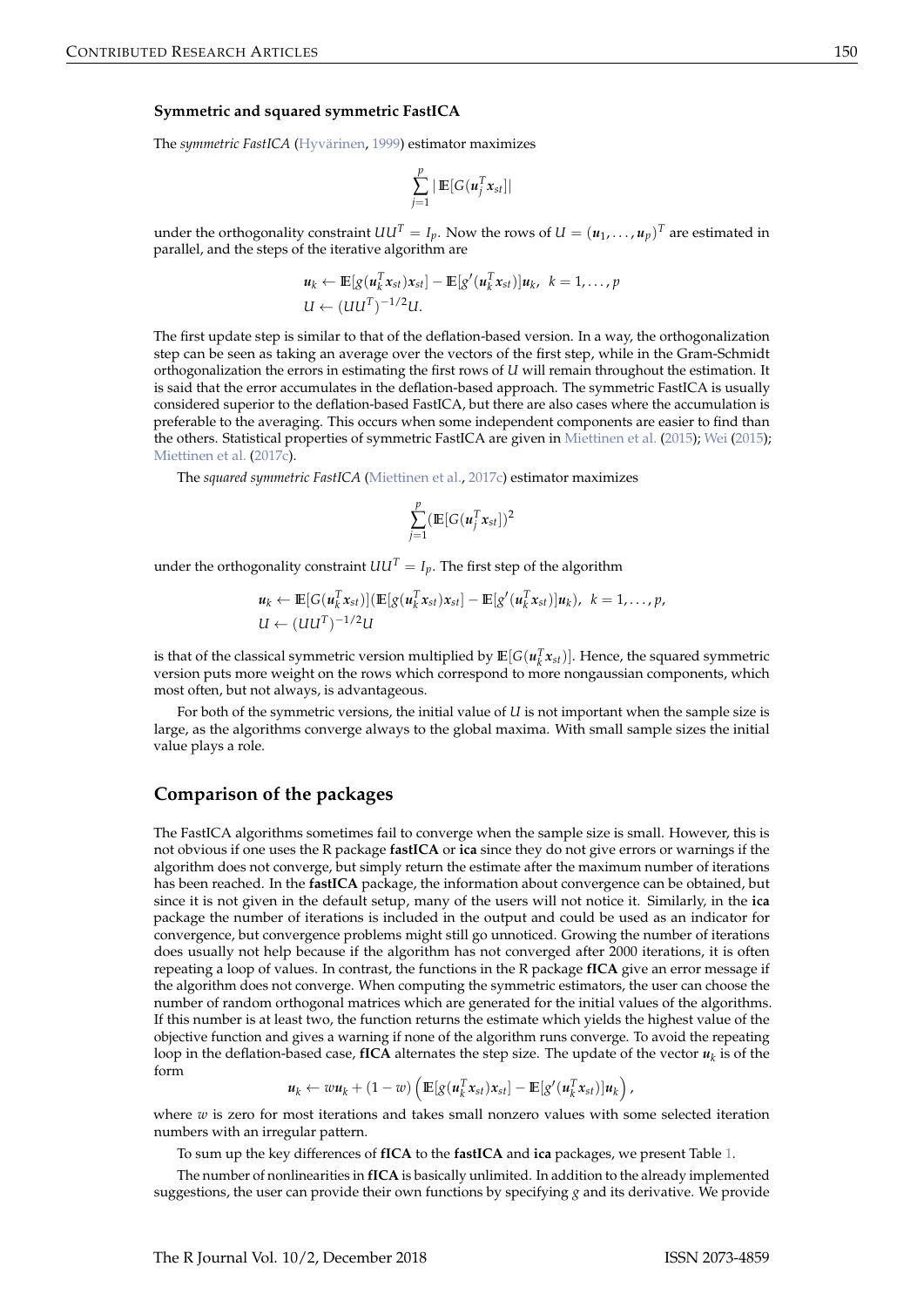### Symmetric and squared symmetric FastICA

The *symmetric FastICA* (Hyvärinen, 1999) estimator maximizes

$$\sum_{j=1}^{p} |\mathbb{E}[G(\boldsymbol{u}_j^T \boldsymbol{x}_{st}]|$$

under the orthogonality constraint $UU^T = I_p$. Now the rows of $U = (\boldsymbol{u}_1, \ldots, \boldsymbol{u}_p)^T$ are estimated in parallel, and the steps of the iterative algorithm are

$$\begin{aligned}
&\boldsymbol{u}_k \leftarrow \mathbb{E}[g(\boldsymbol{u}_k^T \boldsymbol{x}_{st})\boldsymbol{x}_{st}] - \mathbb{E}[g'(\boldsymbol{u}_k^T \boldsymbol{x}_{st})]\boldsymbol{u}_k, \;\; k = 1, \ldots, p \\
&U \leftarrow (UU^T)^{-1/2} U.
\end{aligned}$$

The first update step is similar to that of the deflation-based version. In a way, the orthogonalization step can be seen as taking an average over the vectors of the first step, while in the Gram-Schmidt orthogonalization the errors in estimating the first rows of $U$ will remain throughout the estimation. It is said that the error accumulates in the deflation-based approach. The symmetric FastICA is usually considered superior to the deflation-based FastICA, but there are also cases where the accumulation is preferable to the averaging. This occurs when some independent components are easier to find than the others. Statistical properties of symmetric FastICA are given in Miettinen et al. (2015); Wei (2015); Miettinen et al. (2017c).

The *squared symmetric FastICA* (Miettinen et al., 2017c) estimator maximizes

$$\sum_{j=1}^{p} (\mathbb{E}[G(\boldsymbol{u}_j^T \boldsymbol{x}_{st}])^2$$

under the orthogonality constraint $UU^T = I_p$. The first step of the algorithm

$$\begin{aligned}
&\boldsymbol{u}_k \leftarrow \mathbb{E}[G(\boldsymbol{u}_k^T \boldsymbol{x}_{st})](\mathbb{E}[g(\boldsymbol{u}_k^T \boldsymbol{x}_{st})\boldsymbol{x}_{st}] - \mathbb{E}[g'(\boldsymbol{u}_k^T \boldsymbol{x}_{st})]\boldsymbol{u}_k), \;\; k = 1, \ldots, p, \\
&U \leftarrow (UU^T)^{-1/2} U
\end{aligned}$$

is that of the classical symmetric version multiplied by $\mathbb{E}[G(\boldsymbol{u}_k^T \boldsymbol{x}_{st})]$. Hence, the squared symmetric version puts more weight on the rows which correspond to more nongaussian components, which most often, but not always, is advantageous.

For both of the symmetric versions, the initial value of $U$ is not important when the sample size is large, as the algorithms converge always to the global maxima. With small sample sizes the initial value plays a role.

## Comparison of the packages

The FastICA algorithms sometimes fail to converge when the sample size is small. However, this is not obvious if one uses the R package **fastICA** or **ica** since they do not give errors or warnings if the algorithm does not converge, but simply return the estimate after the maximum number of iterations has been reached. In the **fastICA** package, the information about convergence can be obtained, but since it is not given in the default setup, many of the users will not notice it. Similarly, in the **ica** package the number of iterations is included in the output and could be used as an indicator for convergence, but convergence problems might still go unnoticed. Growing the number of iterations does usually not help because if the algorithm has not converged after 2000 iterations, it is often repeating a loop of values. In contrast, the functions in the R package **fICA** give an error message if the algorithm does not converge. When computing the symmetric estimators, the user can choose the number of random orthogonal matrices which are generated for the initial values of the algorithms. If this number is at least two, the function returns the estimate which yields the highest value of the objective function and gives a warning if none of the algorithm runs converge. To avoid the repeating loop in the deflation-based case, **fICA** alternates the step size. The update of the vector $\boldsymbol{u}_k$ is of the form

$$\boldsymbol{u}_k \leftarrow w\boldsymbol{u}_k + (1-w)\left(\mathbb{E}[g(\boldsymbol{u}_k^T \boldsymbol{x}_{st})\boldsymbol{x}_{st}] - \mathbb{E}[g'(\boldsymbol{u}_k^T \boldsymbol{x}_{st})]\boldsymbol{u}_k\right),$$

where $w$ is zero for most iterations and takes small nonzero values with some selected iteration numbers with an irregular pattern.

To sum up the key differences of **fICA** to the **fastICA** and **ica** packages, we present Table 1.

The number of nonlinearities in **fICA** is basically unlimited. In addition to the already implemented suggestions, the user can provide their own functions by specifying $g$ and its derivative. We provide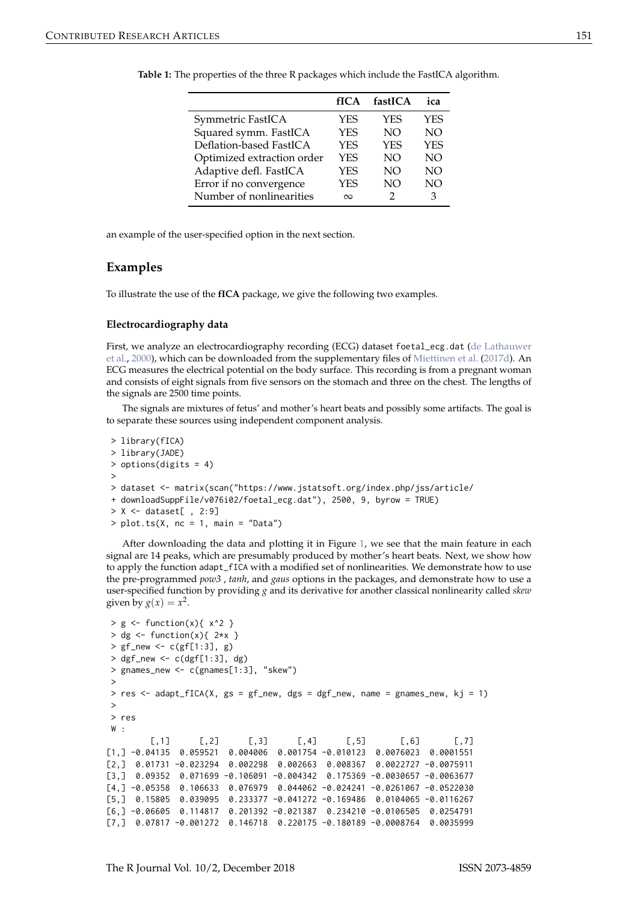**Table 1:** The properties of the three R packages which include the FastICA algorithm.

| | fICA | fastICA | ica |
|---|---|---|---|
| Symmetric FastICA | YES | YES | YES |
| Squared symm. FastICA | YES | NO | NO |
| Deflation-based FastICA | YES | YES | YES |
| Optimized extraction order | YES | NO | NO |
| Adaptive defl. FastICA | YES | NO | NO |
| Error if no convergence | YES | NO | NO |
| Number of nonlinearities | $\infty$ | 2 | 3 |

an example of the user-specified option in the next section.

## Examples

To illustrate the use of the **fICA** package, we give the following two examples.

### Electrocardiography data

First, we analyze an electrocardiography recording (ECG) dataset `foetal_ecg.dat` (de Lathauwer et al., 2000), which can be downloaded from the supplementary files of Miettinen et al. (2017d). An ECG measures the electrical potential on the body surface. This recording is from a pregnant woman and consists of eight signals from five sensors on the stomach and three on the chest. The lengths of the signals are 2500 time points.

The signals are mixtures of fetus' and mother's heart beats and possibly some artifacts. The goal is to separate these sources using independent component analysis.

```
> library(fICA)
> library(JADE)
> options(digits = 4)
>
> dataset <- matrix(scan("https://www.jstatsoft.org/index.php/jss/article/
+ downloadSuppFile/v076i02/foetal_ecg.dat"), 2500, 9, byrow = TRUE)
> X <- dataset[ , 2:9]
> plot.ts(X, nc = 1, main = "Data")
```

After downloading the data and plotting it in Figure 1, we see that the main feature in each signal are 14 peaks, which are presumably produced by mother's heart beats. Next, we show how to apply the function `adapt_fICA` with a modified set of nonlinearities. We demonstrate how to use the pre-programmed *pow3* , *tanh*, and *gaus* options in the packages, and demonstrate how to use a user-specified function by providing $g$ and its derivative for another classical nonlinearity called *skew* given by $g(x) = x^2$.

```
> g <- function(x){ x^2 }
> dg <- function(x){ 2*x }
> gf_new <- c(gf[1:3], g)
> dgf_new <- c(dgf[1:3], dg)
> gnames_new <- c(gnames[1:3], "skew")
>
> res <- adapt_fICA(X, gs = gf_new, dgs = dgf_new, name = gnames_new, kj = 1)
>
> res
 W :
        [,1]      [,2]      [,3]      [,4]      [,5]       [,6]       [,7]
[1,] -0.04135  0.059521  0.004006  0.001754 -0.010123  0.0076023  0.0001551
[2,]  0.01731 -0.023294  0.002298  0.002663  0.008367  0.0022727 -0.0075911
[3,]  0.09352  0.071699 -0.106091 -0.004342  0.175369 -0.0030657 -0.0063677
[4,] -0.05358  0.106633  0.076979  0.044062 -0.024241 -0.0261067 -0.0522030
[5,]  0.15805  0.039095  0.233377 -0.041272 -0.169486  0.0104065 -0.0116267
[6,] -0.06605  0.114817  0.201392 -0.021387  0.234210 -0.0106505  0.0254791
[7,]  0.07817 -0.001272  0.146718  0.220175 -0.180189 -0.0008764  0.0035999
```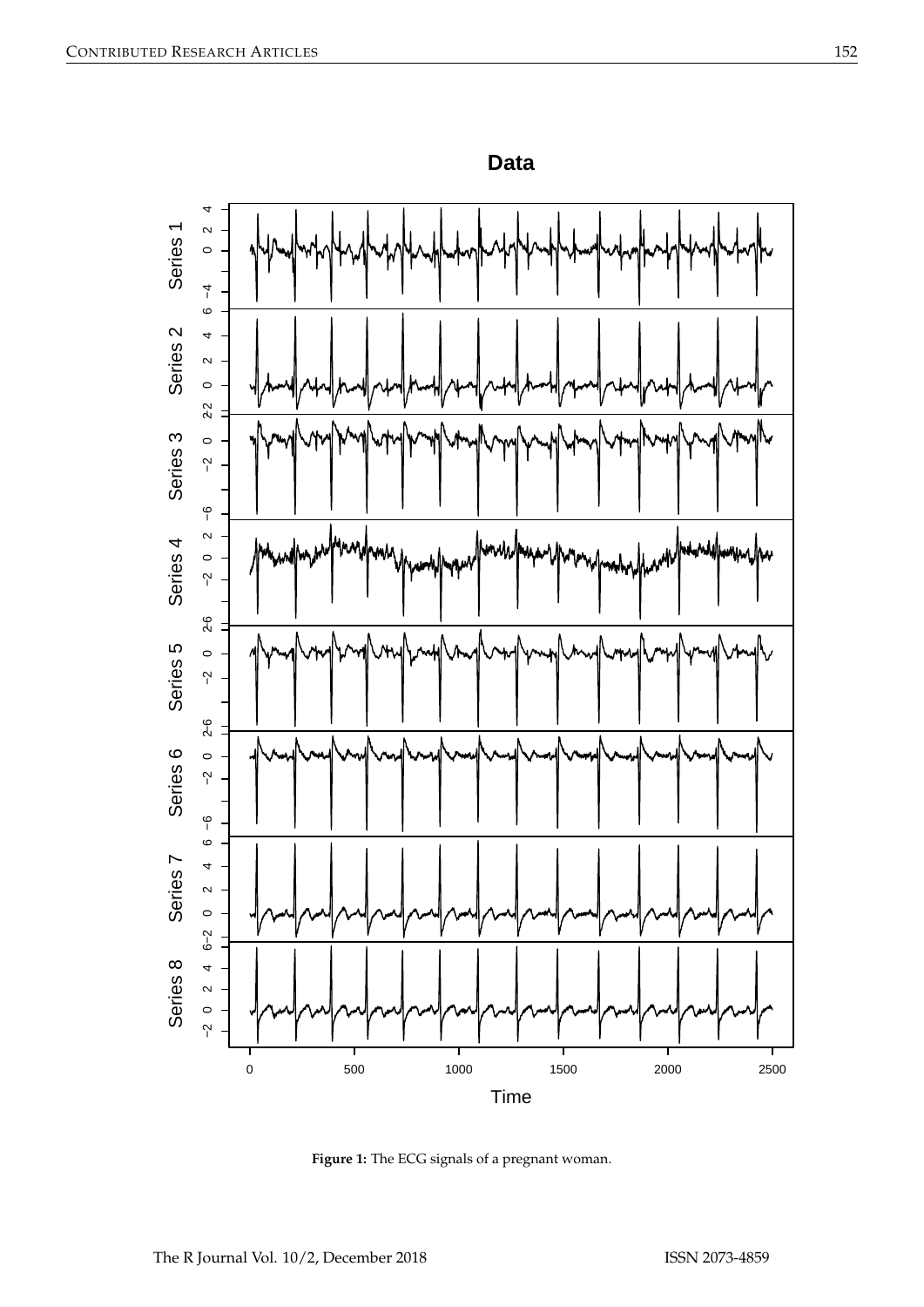**Figure 1:** The ECG signals of a pregnant woman.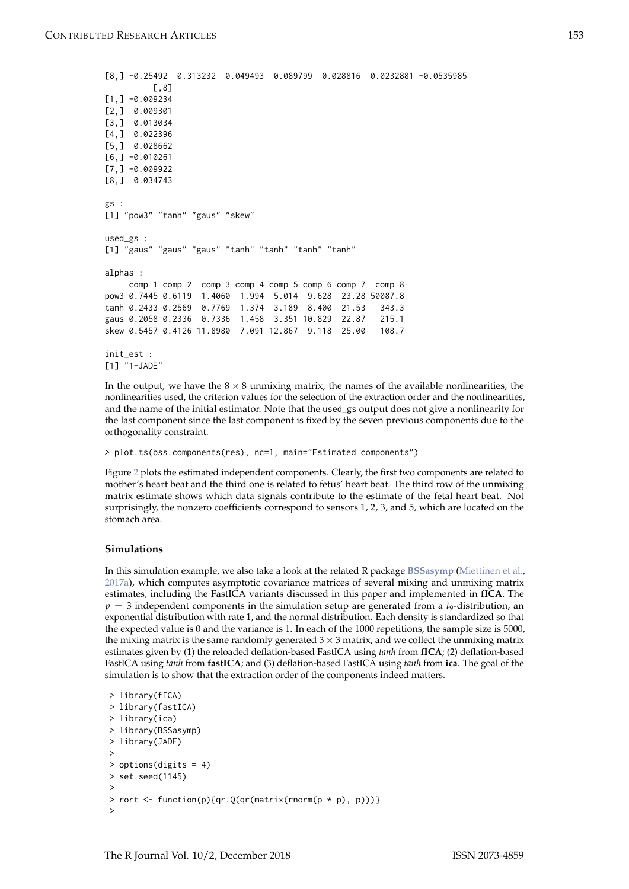```
[8,] -0.25492  0.313232  0.049493  0.089799  0.028816  0.0232881 -0.0535985
          [,8]
[1,] -0.009234
[2,]  0.009301
[3,]  0.013034
[4,]  0.022396
[5,]  0.028662
[6,] -0.010261
[7,] -0.009922
[8,]  0.034743

gs :
[1] "pow3" "tanh" "gaus" "skew"

used_gs :
[1] "gaus" "gaus" "gaus" "tanh" "tanh" "tanh" "tanh"

alphas :
     comp 1 comp 2  comp 3 comp 4 comp 5 comp 6 comp 7  comp 8
pow3 0.7445 0.6119  1.4060  1.994  5.014  9.628  23.28 50087.8
tanh 0.2433 0.2569  0.7769  1.374  3.189  8.400  21.53   343.3
gaus 0.2058 0.2336  0.7336  1.458  3.351 10.829  22.87   215.1
skew 0.5457 0.4126 11.8980  7.091 12.867  9.118  25.00   108.7

init_est :
[1] "1-JADE"
```

In the output, we have the $8 \times 8$ unmixing matrix, the names of the available nonlinearities, the nonlinearities used, the criterion values for the selection of the extraction order and the nonlinearities, and the name of the initial estimator. Note that the used_gs output does not give a nonlinearity for the last component since the last component is fixed by the seven previous components due to the orthogonality constraint.

```
> plot.ts(bss.components(res), nc=1, main="Estimated components")
```

Figure 2 plots the estimated independent components. Clearly, the first two components are related to mother's heart beat and the third one is related to fetus' heart beat. The third row of the unmixing matrix estimate shows which data signals contribute to the estimate of the fetal heart beat. Not surprisingly, the nonzero coefficients correspond to sensors 1, 2, 3, and 5, which are located on the stomach area.

### Simulations

In this simulation example, we also take a look at the related R package **BSSasymp** (Miettinen et al., 2017a), which computes asymptotic covariance matrices of several mixing and unmixing matrix estimates, including the FastICA variants discussed in this paper and implemented in **fICA**. The $p = 3$ independent components in the simulation setup are generated from a $t_9$-distribution, an exponential distribution with rate 1, and the normal distribution. Each density is standardized so that the expected value is 0 and the variance is 1. In each of the 1000 repetitions, the sample size is 5000, the mixing matrix is the same randomly generated $3 \times 3$ matrix, and we collect the unmixing matrix estimates given by (1) the reloaded deflation-based FastICA using *tanh* from **fICA**; (2) deflation-based FastICA using *tanh* from **fastICA**; and (3) deflation-based FastICA using *tanh* from **ica**. The goal of the simulation is to show that the extraction order of the components indeed matters.

```
> library(fICA)
> library(fastICA)
> library(ica)
> library(BSSasymp)
> library(JADE)
>
> options(digits = 4)
> set.seed(1145)
>
> rort <- function(p){qr.Q(qr(matrix(rnorm(p * p), p)))}
>
```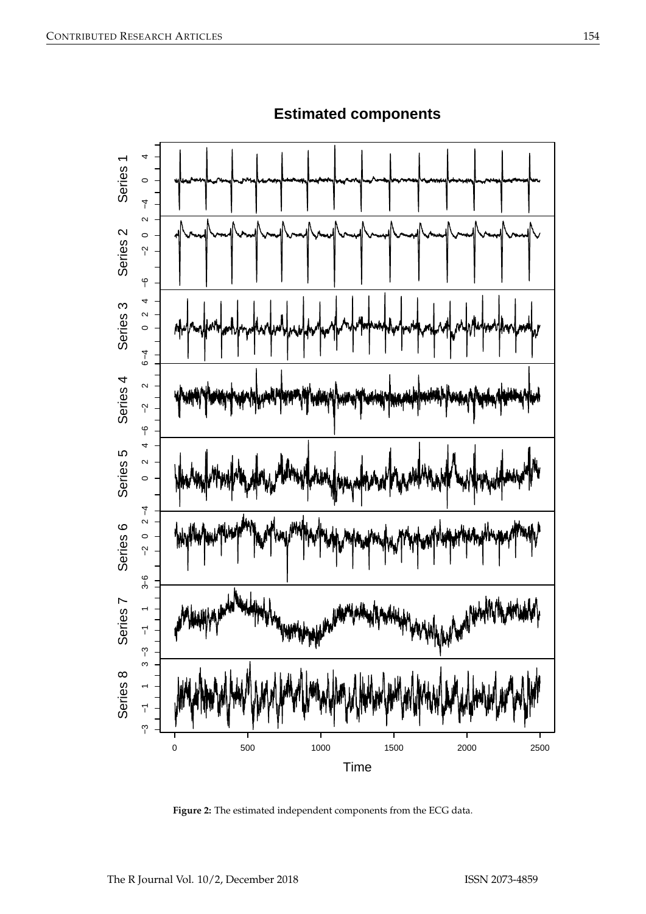**Figure 2:** The estimated independent components from the ECG data.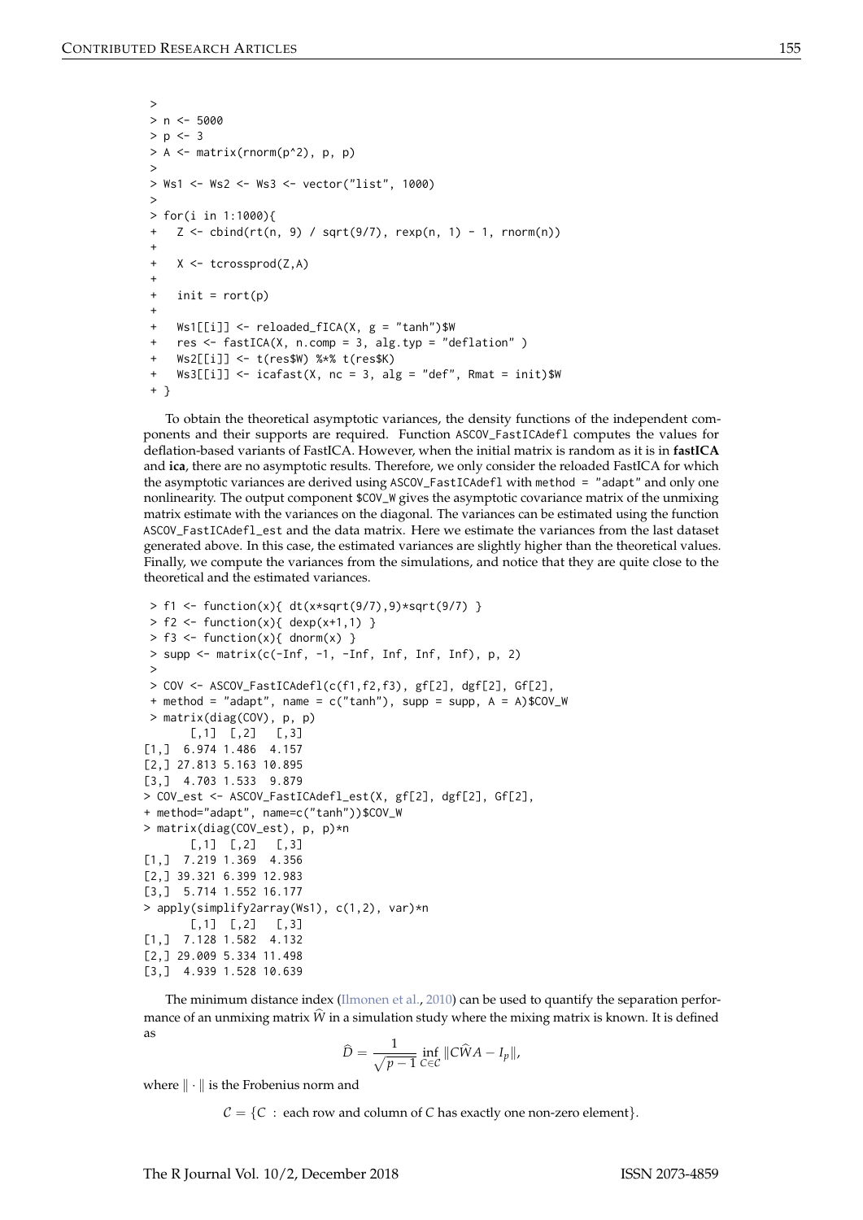```
>
> n <- 5000
> p <- 3
> A <- matrix(rnorm(p^2), p, p)
>
> Ws1 <- Ws2 <- Ws3 <- vector("list", 1000)
>
> for(i in 1:1000){
+   Z <- cbind(rt(n, 9) / sqrt(9/7), rexp(n, 1) - 1, rnorm(n))
+
+   X <- tcrossprod(Z,A)
+
+   init = rort(p)
+
+   Ws1[[i]] <- reloaded_fICA(X, g = "tanh")$W
+   res <- fastICA(X, n.comp = 3, alg.typ = "deflation" )
+   Ws2[[i]] <- t(res$W) %*% t(res$K)
+   Ws3[[i]] <- icafast(X, nc = 3, alg = "def", Rmat = init)$W
+ }
```

To obtain the theoretical asymptotic variances, the density functions of the independent components and their supports are required. Function `ASCOV_FastICAdefl` computes the values for deflation-based variants of FastICA. However, when the initial matrix is random as it is in **fastICA** and **ica**, there are no asymptotic results. Therefore, we only consider the reloaded FastICA for which the asymptotic variances are derived using `ASCOV_FastICAdefl` with `method = "adapt"` and only one nonlinearity. The output component `$COV_W` gives the asymptotic covariance matrix of the unmixing matrix estimate with the variances on the diagonal. The variances can be estimated using the function `ASCOV_FastICAdefl_est` and the data matrix. Here we estimate the variances from the last dataset generated above. In this case, the estimated variances are slightly higher than the theoretical values. Finally, we compute the variances from the simulations, and notice that they are quite close to the theoretical and the estimated variances.

```
> f1 <- function(x){ dt(x*sqrt(9/7),9)*sqrt(9/7) }
> f2 <- function(x){ dexp(x+1,1) }
> f3 <- function(x){ dnorm(x) }
> supp <- matrix(c(-Inf, -1, -Inf, Inf, Inf, Inf), p, 2)
>
> COV <- ASCOV_FastICAdefl(c(f1,f2,f3), gf[2], dgf[2], Gf[2],
+ method = "adapt", name = c("tanh"), supp = supp, A = A)$COV_W
> matrix(diag(COV), p, p)
       [,1]  [,2]   [,3]
[1,]  6.974 1.486  4.157
[2,] 27.813 5.163 10.895
[3,]  4.703 1.533  9.879
> COV_est <- ASCOV_FastICAdefl_est(X, gf[2], dgf[2], Gf[2],
+ method="adapt", name=c("tanh"))$COV_W
> matrix(diag(COV_est), p, p)*n
       [,1]  [,2]   [,3]
[1,]  7.219 1.369  4.356
[2,] 39.321 6.399 12.983
[3,]  5.714 1.552 16.177
> apply(simplify2array(Ws1), c(1,2), var)*n
       [,1]  [,2]   [,3]
[1,]  7.128 1.582  4.132
[2,] 29.009 5.334 11.498
[3,]  4.939 1.528 10.639
```

The minimum distance index (Ilmonen et al., 2010) can be used to quantify the separation performance of an unmixing matrix $\widehat{W}$ in a simulation study where the mixing matrix is known. It is defined as

$$\widehat{D} = \frac{1}{\sqrt{p-1}} \inf_{C \in \mathcal{C}} \|C\widehat{W}A - I_p\|,$$

where $\| \cdot \|$ is the Frobenius norm and

$$\mathcal{C} = \{C \, : \, \text{each row and column of } C \text{ has exactly one non-zero element}\}.$$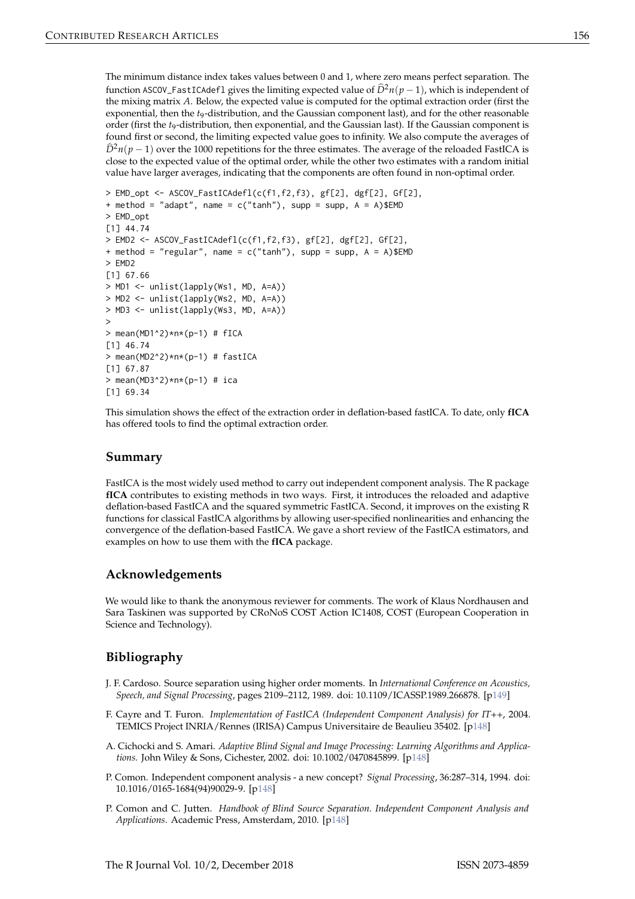The minimum distance index takes values between 0 and 1, where zero means perfect separation. The function `ASCOV_FastICAdefl` gives the limiting expected value of $\widehat{D}^2 n(p-1)$, which is independent of the mixing matrix $A$. Below, the expected value is computed for the optimal extraction order (first the exponential, then the $t_9$-distribution, and the Gaussian component last), and for the other reasonable order (first the $t_9$-distribution, then exponential, and the Gaussian last). If the Gaussian component is found first or second, the limiting expected value goes to infinity. We also compute the averages of $\widehat{D}^2 n(p-1)$ over the 1000 repetitions for the three estimates. The average of the reloaded FastICA is close to the expected value of the optimal order, while the other two estimates with a random initial value have larger averages, indicating that the components are often found in non-optimal order.

```
> EMD_opt <- ASCOV_FastICAdefl(c(f1,f2,f3), gf[2], dgf[2], Gf[2],
+ method = "adapt", name = c("tanh"), supp = supp, A = A)$EMD
> EMD_opt
[1] 44.74
> EMD2 <- ASCOV_FastICAdefl(c(f1,f2,f3), gf[2], dgf[2], Gf[2],
+ method = "regular", name = c("tanh"), supp = supp, A = A)$EMD
> EMD2
[1] 67.66
> MD1 <- unlist(lapply(Ws1, MD, A=A))
> MD2 <- unlist(lapply(Ws2, MD, A=A))
> MD3 <- unlist(lapply(Ws3, MD, A=A))
>
> mean(MD1^2)*n*(p-1) # fICA
[1] 46.74
> mean(MD2^2)*n*(p-1) # fastICA
[1] 67.87
> mean(MD3^2)*n*(p-1) # ica
[1] 69.34
```

This simulation shows the effect of the extraction order in deflation-based fastICA. To date, only **fICA** has offered tools to find the optimal extraction order.

## Summary

FastICA is the most widely used method to carry out independent component analysis. The R package **fICA** contributes to existing methods in two ways. First, it introduces the reloaded and adaptive deflation-based FastICA and the squared symmetric FastICA. Second, it improves on the existing R functions for classical FastICA algorithms by allowing user-specified nonlinearities and enhancing the convergence of the deflation-based FastICA. We gave a short review of the FastICA estimators, and examples on how to use them with the **fICA** package.

## Acknowledgements

We would like to thank the anonymous reviewer for comments. The work of Klaus Nordhausen and Sara Taskinen was supported by CRoNoS COST Action IC1408, COST (European Cooperation in Science and Technology).

## Bibliography

J. F. Cardoso. Source separation using higher order moments. In *International Conference on Acoustics, Speech, and Signal Processing*, pages 2109–2112, 1989. doi: 10.1109/ICASSP.1989.266878. [p149]

F. Cayre and T. Furon. *Implementation of FastICA (Independent Component Analysis) for IT++*, 2004. TEMICS Project INRIA/Rennes (IRISA) Campus Universitaire de Beaulieu 35402. [p148]

A. Cichocki and S. Amari. *Adaptive Blind Signal and Image Processing: Learning Algorithms and Applications.* John Wiley & Sons, Cichester, 2002. doi: 10.1002/0470845899. [p148]

P. Comon. Independent component analysis - a new concept? *Signal Processing*, 36:287–314, 1994. doi: 10.1016/0165-1684(94)90029-9. [p148]

P. Comon and C. Jutten. *Handbook of Blind Source Separation. Independent Component Analysis and Applications*. Academic Press, Amsterdam, 2010. [p148]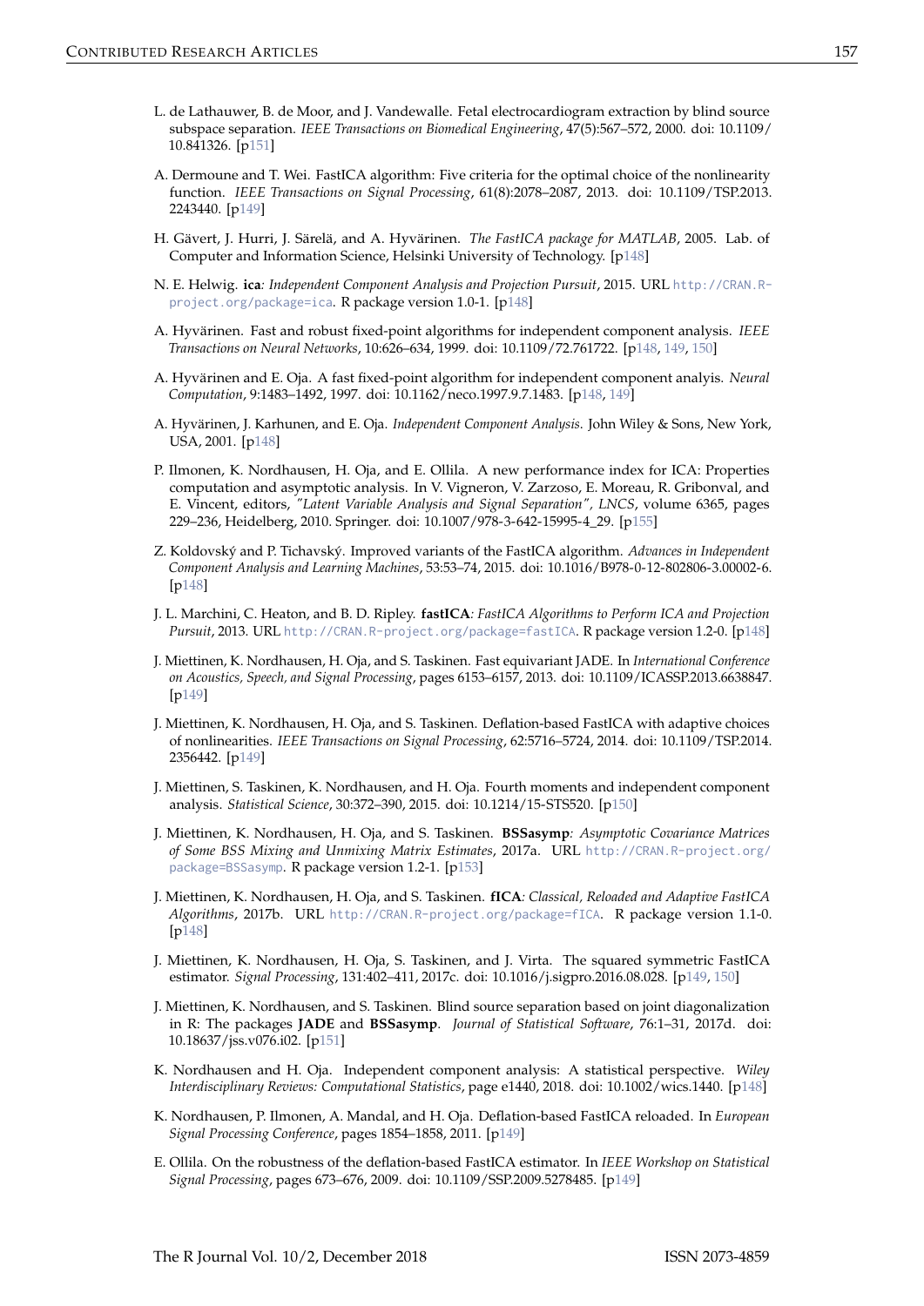L. de Lathauwer, B. de Moor, and J. Vandewalle. Fetal electrocardiogram extraction by blind source subspace separation. *IEEE Transactions on Biomedical Engineering*, 47(5):567–572, 2000. doi: 10.1109/10.841326. [p151]

A. Dermoune and T. Wei. FastICA algorithm: Five criteria for the optimal choice of the nonlinearity function. *IEEE Transactions on Signal Processing*, 61(8):2078–2087, 2013. doi: 10.1109/TSP.2013.2243440. [p149]

H. Gävert, J. Hurri, J. Särelä, and A. Hyvärinen. *The FastICA package for MATLAB*, 2005. Lab. of Computer and Information Science, Helsinki University of Technology. [p148]

N. E. Helwig. **ica***: Independent Component Analysis and Projection Pursuit*, 2015. URL http://CRAN.R-project.org/package=ica. R package version 1.0-1. [p148]

A. Hyvärinen. Fast and robust fixed-point algorithms for independent component analysis. *IEEE Transactions on Neural Networks*, 10:626–634, 1999. doi: 10.1109/72.761722. [p148, 149, 150]

A. Hyvärinen and E. Oja. A fast fixed-point algorithm for independent component analyis. *Neural Computation*, 9:1483–1492, 1997. doi: 10.1162/neco.1997.9.7.1483. [p148, 149]

A. Hyvärinen, J. Karhunen, and E. Oja. *Independent Component Analysis.* John Wiley & Sons, New York, USA, 2001. [p148]

P. Ilmonen, K. Nordhausen, H. Oja, and E. Ollila. A new performance index for ICA: Properties computation and asymptotic analysis. In V. Vigneron, V. Zarzoso, E. Moreau, R. Gribonval, and E. Vincent, editors, *"Latent Variable Analysis and Signal Separation", LNCS*, volume 6365, pages 229–236, Heidelberg, 2010. Springer. doi: 10.1007/978-3-642-15995-4_29. [p155]

Z. Koldovský and P. Tichavský. Improved variants of the FastICA algorithm. *Advances in Independent Component Analysis and Learning Machines*, 53:53–74, 2015. doi: 10.1016/B978-0-12-802806-3.00002-6. [p148]

J. L. Marchini, C. Heaton, and B. D. Ripley. **fastICA***: FastICA Algorithms to Perform ICA and Projection Pursuit*, 2013. URL http://CRAN.R-project.org/package=fastICA. R package version 1.2-0. [p148]

J. Miettinen, K. Nordhausen, H. Oja, and S. Taskinen. Fast equivariant JADE. In *International Conference on Acoustics, Speech, and Signal Processing*, pages 6153–6157, 2013. doi: 10.1109/ICASSP.2013.6638847. [p149]

J. Miettinen, K. Nordhausen, H. Oja, and S. Taskinen. Deflation-based FastICA with adaptive choices of nonlinearities. *IEEE Transactions on Signal Processing*, 62:5716–5724, 2014. doi: 10.1109/TSP.2014.2356442. [p149]

J. Miettinen, S. Taskinen, K. Nordhausen, and H. Oja. Fourth moments and independent component analysis. *Statistical Science*, 30:372–390, 2015. doi: 10.1214/15-STS520. [p150]

J. Miettinen, K. Nordhausen, H. Oja, and S. Taskinen. **BSSasymp***: Asymptotic Covariance Matrices of Some BSS Mixing and Unmixing Matrix Estimates*, 2017a. URL http://CRAN.R-project.org/package=BSSasymp. R package version 1.2-1. [p153]

J. Miettinen, K. Nordhausen, H. Oja, and S. Taskinen. **fICA***: Classical, Reloaded and Adaptive FastICA Algorithms*, 2017b. URL http://CRAN.R-project.org/package=fICA. R package version 1.1-0. [p148]

J. Miettinen, K. Nordhausen, H. Oja, S. Taskinen, and J. Virta. The squared symmetric FastICA estimator. *Signal Processing*, 131:402–411, 2017c. doi: 10.1016/j.sigpro.2016.08.028. [p149, 150]

J. Miettinen, K. Nordhausen, and S. Taskinen. Blind source separation based on joint diagonalization in R: The packages **JADE** and **BSSasymp**. *Journal of Statistical Software*, 76:1–31, 2017d. doi: 10.18637/jss.v076.i02. [p151]

K. Nordhausen and H. Oja. Independent component analysis: A statistical perspective. *Wiley Interdisciplinary Reviews: Computational Statistics*, page e1440, 2018. doi: 10.1002/wics.1440. [p148]

K. Nordhausen, P. Ilmonen, A. Mandal, and H. Oja. Deflation-based FastICA reloaded. In *European Signal Processing Conference*, pages 1854–1858, 2011. [p149]

E. Ollila. On the robustness of the deflation-based FastICA estimator. In *IEEE Workshop on Statistical Signal Processing*, pages 673–676, 2009. doi: 10.1109/SSP.2009.5278485. [p149]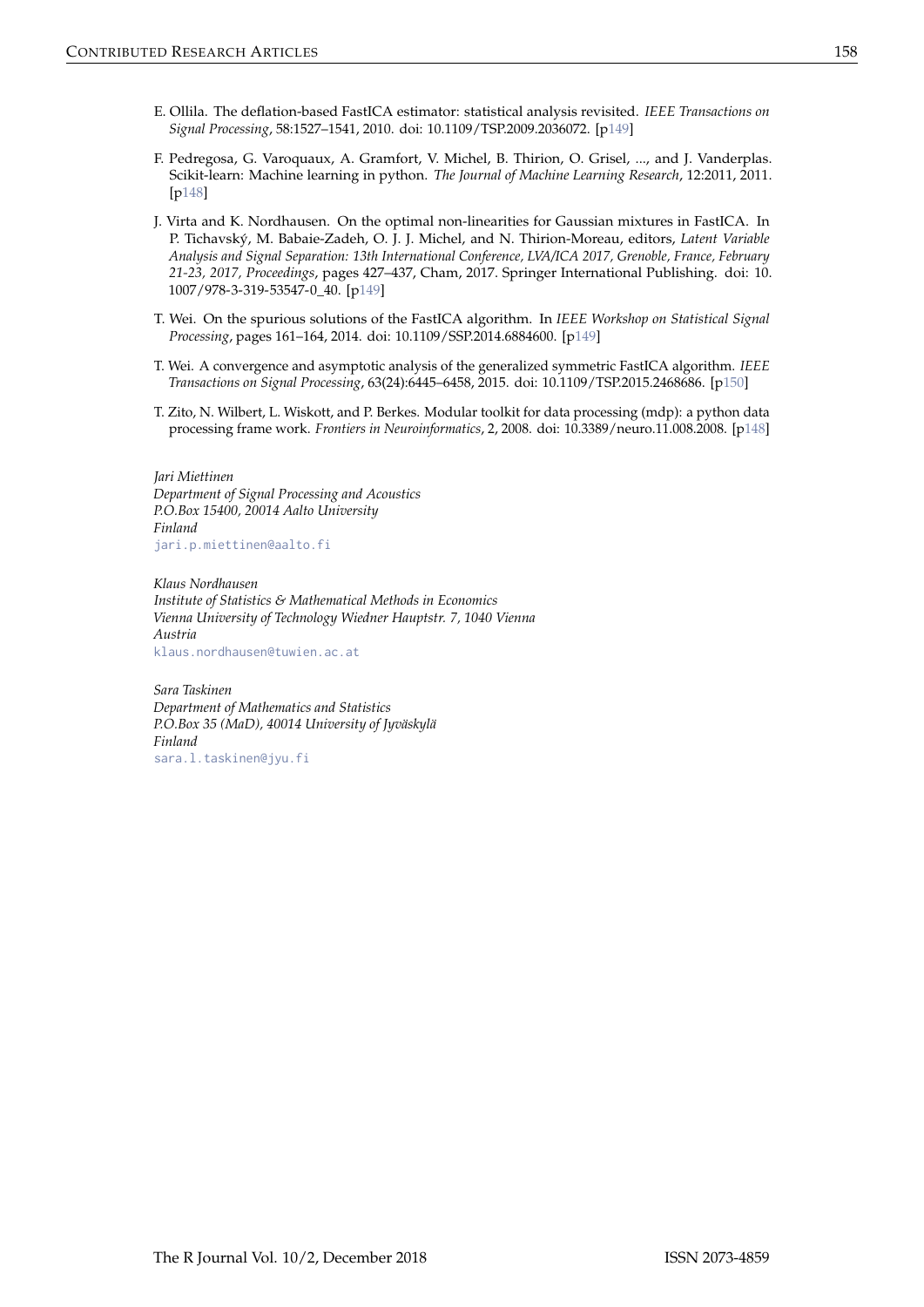E. Ollila. The deflation-based FastICA estimator: statistical analysis revisited. *IEEE Transactions on Signal Processing*, 58:1527–1541, 2010. doi: 10.1109/TSP.2009.2036072. [p149]

F. Pedregosa, G. Varoquaux, A. Gramfort, V. Michel, B. Thirion, O. Grisel, ..., and J. Vanderplas. Scikit-learn: Machine learning in python. *The Journal of Machine Learning Research*, 12:2011, 2011. [p148]

J. Virta and K. Nordhausen. On the optimal non-linearities for Gaussian mixtures in FastICA. In P. Tichavský, M. Babaie-Zadeh, O. J. J. Michel, and N. Thirion-Moreau, editors, *Latent Variable Analysis and Signal Separation: 13th International Conference, LVA/ICA 2017, Grenoble, France, February 21-23, 2017, Proceedings*, pages 427–437, Cham, 2017. Springer International Publishing. doi: 10.1007/978-3-319-53547-0_40. [p149]

T. Wei. On the spurious solutions of the FastICA algorithm. In *IEEE Workshop on Statistical Signal Processing*, pages 161–164, 2014. doi: 10.1109/SSP.2014.6884600. [p149]

T. Wei. A convergence and asymptotic analysis of the generalized symmetric FastICA algorithm. *IEEE Transactions on Signal Processing*, 63(24):6445–6458, 2015. doi: 10.1109/TSP.2015.2468686. [p150]

T. Zito, N. Wilbert, L. Wiskott, and P. Berkes. Modular toolkit for data processing (mdp): a python data processing frame work. *Frontiers in Neuroinformatics*, 2, 2008. doi: 10.3389/neuro.11.008.2008. [p148]

*Jari Miettinen*
*Department of Signal Processing and Acoustics*
*P.O.Box 15400, 20014 Aalto University*
*Finland*
jari.p.miettinen@aalto.fi

*Klaus Nordhausen*
*Institute of Statistics & Mathematical Methods in Economics*
*Vienna University of Technology Wiedner Hauptstr. 7, 1040 Vienna*
*Austria*
klaus.nordhausen@tuwien.ac.at

*Sara Taskinen*
*Department of Mathematics and Statistics*
*P.O.Box 35 (MaD), 40014 University of Jyväskylä*
*Finland*
sara.l.taskinen@jyu.fi